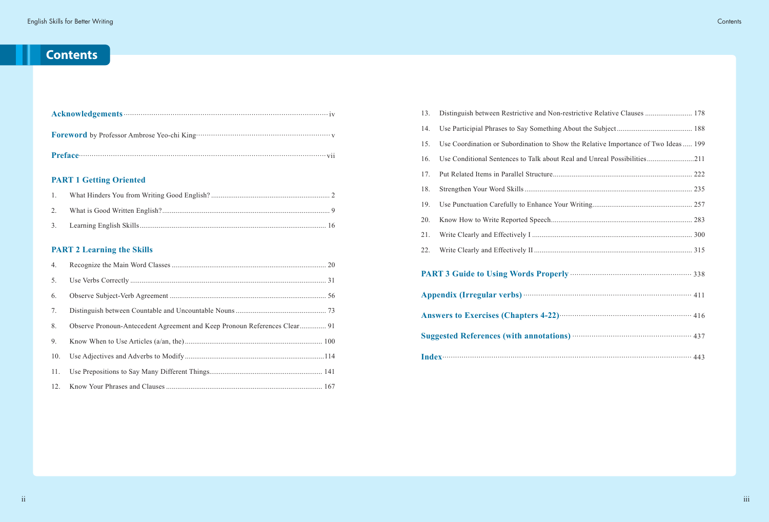# Contents

**Acknowledgements** ..... iv

**Foreword** by Professor Ambrose Yeo-chi King ..... v

**Preface** ..... vii

## PART 1 Getting Oriented

1. What Hinders You from Writing Good English? ..... 2
2. What is Good Written English? ..... 9
3. Learning English Skills ..... 16

## PART 2 Learning the Skills

4. Recognize the Main Word Classes ..... 20
5. Use Verbs Correctly ..... 31
6. Observe Subject-Verb Agreement ..... 56
7. Distinguish between Countable and Uncountable Nouns ..... 73
8. Observe Pronoun-Antecedent Agreement and Keep Pronoun References Clear ..... 91
9. Know When to Use Articles (a/an, the) ..... 100
10. Use Adjectives and Adverbs to Modify ..... 114
11. Use Prepositions to Say Many Different Things ..... 141
12. Know Your Phrases and Clauses ..... 167
13. Distinguish between Restrictive and Non-restrictive Relative Clauses ..... 178
14. Use Participial Phrases to Say Something About the Subject ..... 188
15. Use Coordination or Subordination to Show the Relative Importance of Two Ideas ..... 199
16. Use Conditional Sentences to Talk about Real and Unreal Possibilities ..... 211
17. Put Related Items in Parallel Structure ..... 222
18. Strengthen Your Word Skills ..... 235
19. Use Punctuation Carefully to Enhance Your Writing ..... 257
20. Know How to Write Reported Speech ..... 283
21. Write Clearly and Effectively I ..... 300
22. Write Clearly and Effectively II ..... 315

**PART 3 Guide to Using Words Properly** ..... 338

**Appendix (Irregular verbs)** ..... 411

**Answers to Exercises (Chapters 4-22)** ..... 416

**Suggested References (with annotations)** ..... 437

**Index** ..... 443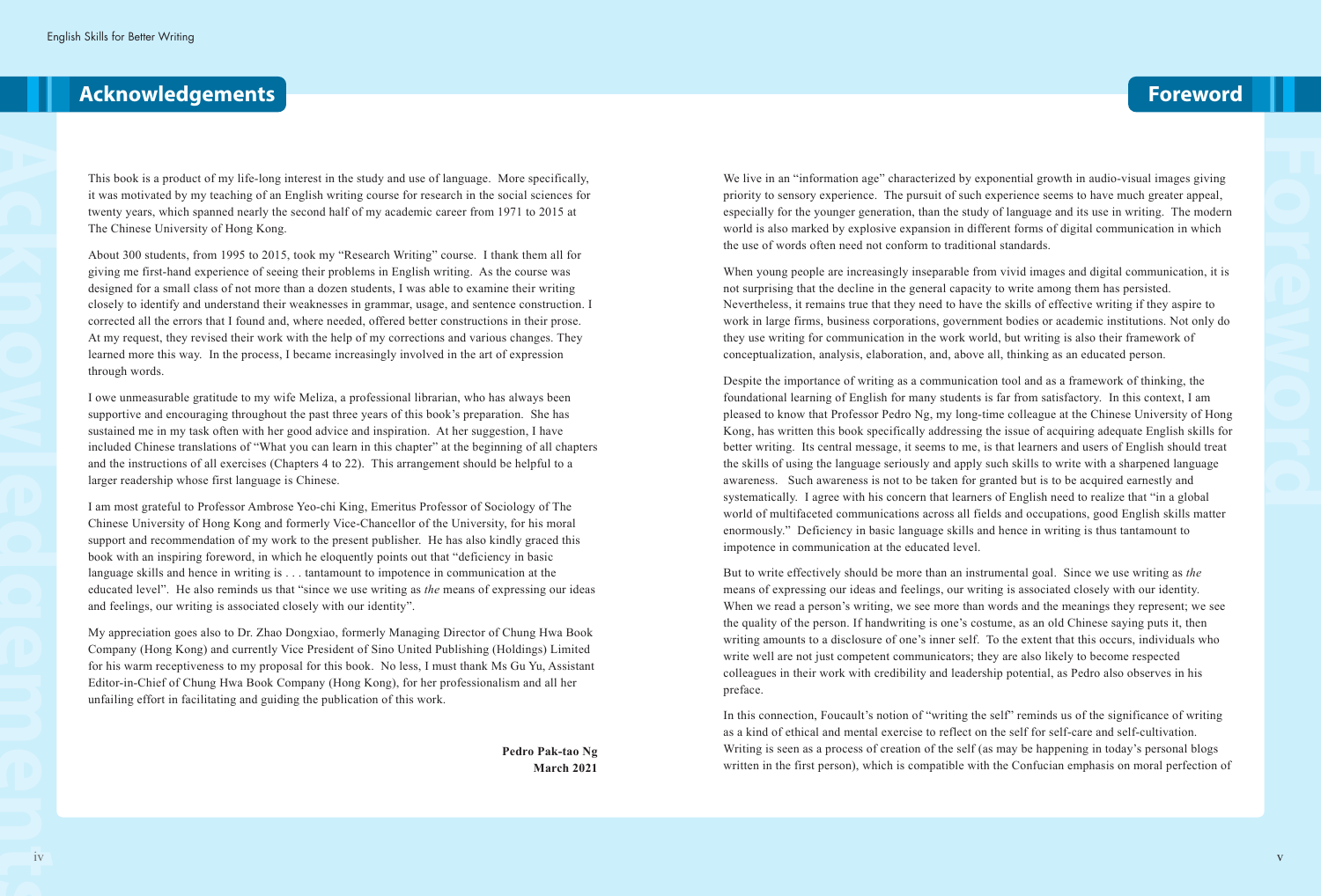# Acknowledgements

This book is a product of my life-long interest in the study and use of language. More specifically, it was motivated by my teaching of an English writing course for research in the social sciences for twenty years, which spanned nearly the second half of my academic career from 1971 to 2015 at The Chinese University of Hong Kong.

About 300 students, from 1995 to 2015, took my "Research Writing" course. I thank them all for giving me first-hand experience of seeing their problems in English writing. As the course was designed for a small class of not more than a dozen students, I was able to examine their writing closely to identify and understand their weaknesses in grammar, usage, and sentence construction. I corrected all the errors that I found and, where needed, offered better constructions in their prose. At my request, they revised their work with the help of my corrections and various changes. They learned more this way. In the process, I became increasingly involved in the art of expression through words.

I owe unmeasurable gratitude to my wife Meliza, a professional librarian, who has always been supportive and encouraging throughout the past three years of this book's preparation. She has sustained me in my task often with her good advice and inspiration. At her suggestion, I have included Chinese translations of "What you can learn in this chapter" at the beginning of all chapters and the instructions of all exercises (Chapters 4 to 22). This arrangement should be helpful to a larger readership whose first language is Chinese.

I am most grateful to Professor Ambrose Yeo-chi King, Emeritus Professor of Sociology of The Chinese University of Hong Kong and formerly Vice-Chancellor of the University, for his moral support and recommendation of my work to the present publisher. He has also kindly graced this book with an inspiring foreword, in which he eloquently points out that "deficiency in basic language skills and hence in writing is . . . tantamount to impotence in communication at the educated level". He also reminds us that "since we use writing as *the* means of expressing our ideas and feelings, our writing is associated closely with our identity".

My appreciation goes also to Dr. Zhao Dongxiao, formerly Managing Director of Chung Hwa Book Company (Hong Kong) and currently Vice President of Sino United Publishing (Holdings) Limited for his warm receptiveness to my proposal for this book. No less, I must thank Ms Gu Yu, Assistant Editor-in-Chief of Chung Hwa Book Company (Hong Kong), for her professionalism and all her unfailing effort in facilitating and guiding the publication of this work.

**Pedro Pak-tao Ng**
**March 2021**

# Foreword

We live in an "information age" characterized by exponential growth in audio-visual images giving priority to sensory experience. The pursuit of such experience seems to have much greater appeal, especially for the younger generation, than the study of language and its use in writing. The modern world is also marked by explosive expansion in different forms of digital communication in which the use of words often need not conform to traditional standards.

When young people are increasingly inseparable from vivid images and digital communication, it is not surprising that the decline in the general capacity to write among them has persisted. Nevertheless, it remains true that they need to have the skills of effective writing if they aspire to work in large firms, business corporations, government bodies or academic institutions. Not only do they use writing for communication in the work world, but writing is also their framework of conceptualization, analysis, elaboration, and, above all, thinking as an educated person.

Despite the importance of writing as a communication tool and as a framework of thinking, the foundational learning of English for many students is far from satisfactory. In this context, I am pleased to know that Professor Pedro Ng, my long-time colleague at the Chinese University of Hong Kong, has written this book specifically addressing the issue of acquiring adequate English skills for better writing. Its central message, it seems to me, is that learners and users of English should treat the skills of using the language seriously and apply such skills to write with a sharpened language awareness. Such awareness is not to be taken for granted but is to be acquired earnestly and systematically. I agree with his concern that learners of English need to realize that "in a global world of multifaceted communications across all fields and occupations, good English skills matter enormously." Deficiency in basic language skills and hence in writing is thus tantamount to impotence in communication at the educated level.

But to write effectively should be more than an instrumental goal. Since we use writing as *the* means of expressing our ideas and feelings, our writing is associated closely with our identity. When we read a person's writing, we see more than words and the meanings they represent; we see the quality of the person. If handwriting is one's costume, as an old Chinese saying puts it, then writing amounts to a disclosure of one's inner self. To the extent that this occurs, individuals who write well are not just competent communicators; they are also likely to become respected colleagues in their work with credibility and leadership potential, as Pedro also observes in his preface.

In this connection, Foucault's notion of "writing the self" reminds us of the significance of writing as a kind of ethical and mental exercise to reflect on the self for self-care and self-cultivation. Writing is seen as a process of creation of the self (as may be happening in today's personal blogs written in the first person), which is compatible with the Confucian emphasis on moral perfection of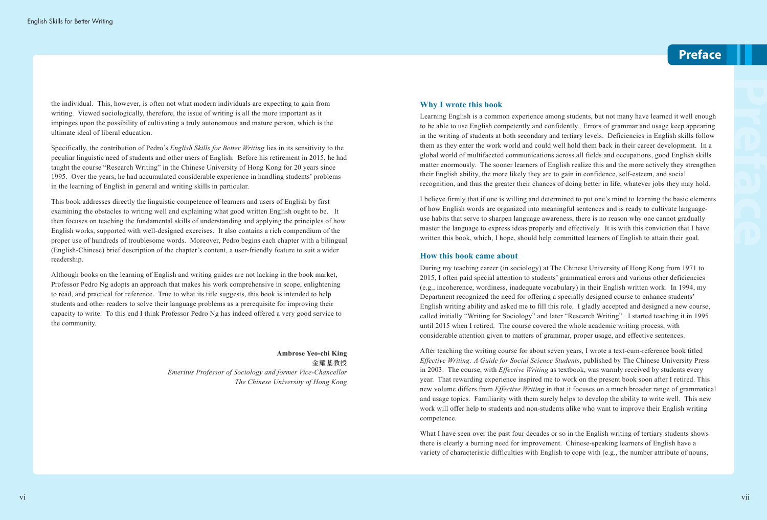the individual. This, however, is often not what modern individuals are expecting to gain from writing. Viewed sociologically, therefore, the issue of writing is all the more important as it impinges upon the possibility of cultivating a truly autonomous and mature person, which is the ultimate ideal of liberal education.

Specifically, the contribution of Pedro's *English Skills for Better Writing* lies in its sensitivity to the peculiar linguistic need of students and other users of English. Before his retirement in 2015, he had taught the course "Research Writing" in the Chinese University of Hong Kong for 20 years since 1995. Over the years, he had accumulated considerable experience in handling students' problems in the learning of English in general and writing skills in particular.

This book addresses directly the linguistic competence of learners and users of English by first examining the obstacles to writing well and explaining what good written English ought to be. It then focuses on teaching the fundamental skills of understanding and applying the principles of how English works, supported with well-designed exercises. It also contains a rich compendium of the proper use of hundreds of troublesome words. Moreover, Pedro begins each chapter with a bilingual (English-Chinese) brief description of the chapter's content, a user-friendly feature to suit a wider readership.

Although books on the learning of English and writing guides are not lacking in the book market, Professor Pedro Ng adopts an approach that makes his work comprehensive in scope, enlightening to read, and practical for reference. True to what its title suggests, this book is intended to help students and other readers to solve their language problems as a prerequisite for improving their capacity to write. To this end I think Professor Pedro Ng has indeed offered a very good service to the community.

**Ambrose Yeo-chi King**
金耀基教授
*Emeritus Professor of Sociology and former Vice-Chancellor*
*The Chinese University of Hong Kong*

# Preface

## Why I wrote this book

Learning English is a common experience among students, but not many have learned it well enough to be able to use English competently and confidently. Errors of grammar and usage keep appearing in the writing of students at both secondary and tertiary levels. Deficiencies in English skills follow them as they enter the work world and could well hold them back in their career development. In a global world of multifaceted communications across all fields and occupations, good English skills matter enormously. The sooner learners of English realize this and the more actively they strengthen their English ability, the more likely they are to gain in confidence, self-esteem, and social recognition, and thus the greater their chances of doing better in life, whatever jobs they may hold.

I believe firmly that if one is willing and determined to put one's mind to learning the basic elements of how English words are organized into meaningful sentences and is ready to cultivate language-use habits that serve to sharpen language awareness, there is no reason why one cannot gradually master the language to express ideas properly and effectively. It is with this conviction that I have written this book, which, I hope, should help committed learners of English to attain their goal.

## How this book came about

During my teaching career (in sociology) at The Chinese University of Hong Kong from 1971 to 2015, I often paid special attention to students' grammatical errors and various other deficiencies (e.g., incoherence, wordiness, inadequate vocabulary) in their English written work. In 1994, my Department recognized the need for offering a specially designed course to enhance students' English writing ability and asked me to fill this role. I gladly accepted and designed a new course, called initially "Writing for Sociology" and later "Research Writing". I started teaching it in 1995 until 2015 when I retired. The course covered the whole academic writing process, with considerable attention given to matters of grammar, proper usage, and effective sentences.

After teaching the writing course for about seven years, I wrote a text-cum-reference book titled *Effective Writing: A Guide for Social Science Students*, published by The Chinese University Press in 2003. The course, with *Effective Writing* as textbook, was warmly received by students every year. That rewarding experience inspired me to work on the present book soon after I retired. This new volume differs from *Effective Writing* in that it focuses on a much broader range of grammatical and usage topics. Familiarity with them surely helps to develop the ability to write well. This new work will offer help to students and non-students alike who want to improve their English writing competence.

What I have seen over the past four decades or so in the English writing of tertiary students shows there is clearly a burning need for improvement. Chinese-speaking learners of English have a variety of characteristic difficulties with English to cope with (e.g., the number attribute of nouns,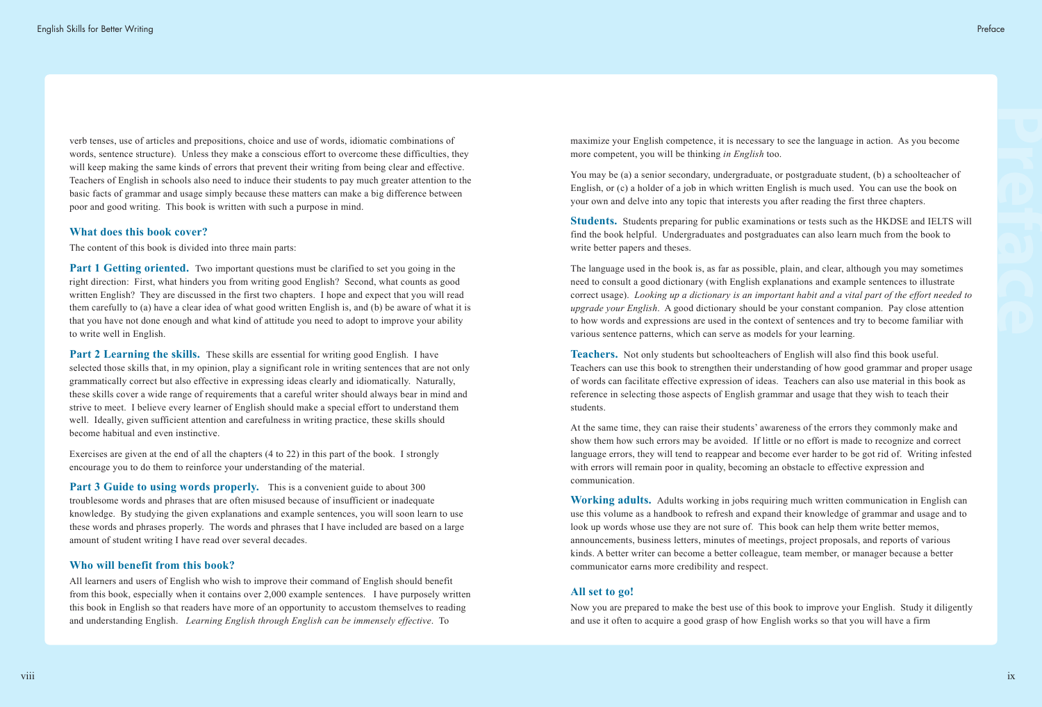verb tenses, use of articles and prepositions, choice and use of words, idiomatic combinations of words, sentence structure). Unless they make a conscious effort to overcome these difficulties, they will keep making the same kinds of errors that prevent their writing from being clear and effective. Teachers of English in schools also need to induce their students to pay much greater attention to the basic facts of grammar and usage simply because these matters can make a big difference between poor and good writing. This book is written with such a purpose in mind.

### What does this book cover?

The content of this book is divided into three main parts:

**Part 1 Getting oriented.** Two important questions must be clarified to set you going in the right direction: First, what hinders you from writing good English? Second, what counts as good written English? They are discussed in the first two chapters. I hope and expect that you will read them carefully to (a) have a clear idea of what good written English is, and (b) be aware of what it is that you have not done enough and what kind of attitude you need to adopt to improve your ability to write well in English.

**Part 2 Learning the skills.** These skills are essential for writing good English. I have selected those skills that, in my opinion, play a significant role in writing sentences that are not only grammatically correct but also effective in expressing ideas clearly and idiomatically. Naturally, these skills cover a wide range of requirements that a careful writer should always bear in mind and strive to meet. I believe every learner of English should make a special effort to understand them well. Ideally, given sufficient attention and carefulness in writing practice, these skills should become habitual and even instinctive.

Exercises are given at the end of all the chapters (4 to 22) in this part of the book. I strongly encourage you to do them to reinforce your understanding of the material.

**Part 3 Guide to using words properly.** This is a convenient guide to about 300 troublesome words and phrases that are often misused because of insufficient or inadequate knowledge. By studying the given explanations and example sentences, you will soon learn to use these words and phrases properly. The words and phrases that I have included are based on a large amount of student writing I have read over several decades.

### Who will benefit from this book?

All learners and users of English who wish to improve their command of English should benefit from this book, especially when it contains over 2,000 example sentences. I have purposely written this book in English so that readers have more of an opportunity to accustom themselves to reading and understanding English. *Learning English through English can be immensely effective*. To maximize your English competence, it is necessary to see the language in action. As you become more competent, you will be thinking *in English* too.

You may be (a) a senior secondary, undergraduate, or postgraduate student, (b) a schoolteacher of English, or (c) a holder of a job in which written English is much used. You can use the book on your own and delve into any topic that interests you after reading the first three chapters.

**Students.** Students preparing for public examinations or tests such as the HKDSE and IELTS will find the book helpful. Undergraduates and postgraduates can also learn much from the book to write better papers and theses.

The language used in the book is, as far as possible, plain, and clear, although you may sometimes need to consult a good dictionary (with English explanations and example sentences to illustrate correct usage). *Looking up a dictionary is an important habit and a vital part of the effort needed to upgrade your English*. A good dictionary should be your constant companion. Pay close attention to how words and expressions are used in the context of sentences and try to become familiar with various sentence patterns, which can serve as models for your learning.

**Teachers.** Not only students but schoolteachers of English will also find this book useful. Teachers can use this book to strengthen their understanding of how good grammar and proper usage of words can facilitate effective expression of ideas. Teachers can also use material in this book as reference in selecting those aspects of English grammar and usage that they wish to teach their students.

At the same time, they can raise their students' awareness of the errors they commonly make and show them how such errors may be avoided. If little or no effort is made to recognize and correct language errors, they will tend to reappear and become ever harder to be got rid of. Writing infested with errors will remain poor in quality, becoming an obstacle to effective expression and communication.

**Working adults.** Adults working in jobs requiring much written communication in English can use this volume as a handbook to refresh and expand their knowledge of grammar and usage and to look up words whose use they are not sure of. This book can help them write better memos, announcements, business letters, minutes of meetings, project proposals, and reports of various kinds. A better writer can become a better colleague, team member, or manager because a better communicator earns more credibility and respect.

### All set to go!

Now you are prepared to make the best use of this book to improve your English. Study it diligently and use it often to acquire a good grasp of how English works so that you will have a firm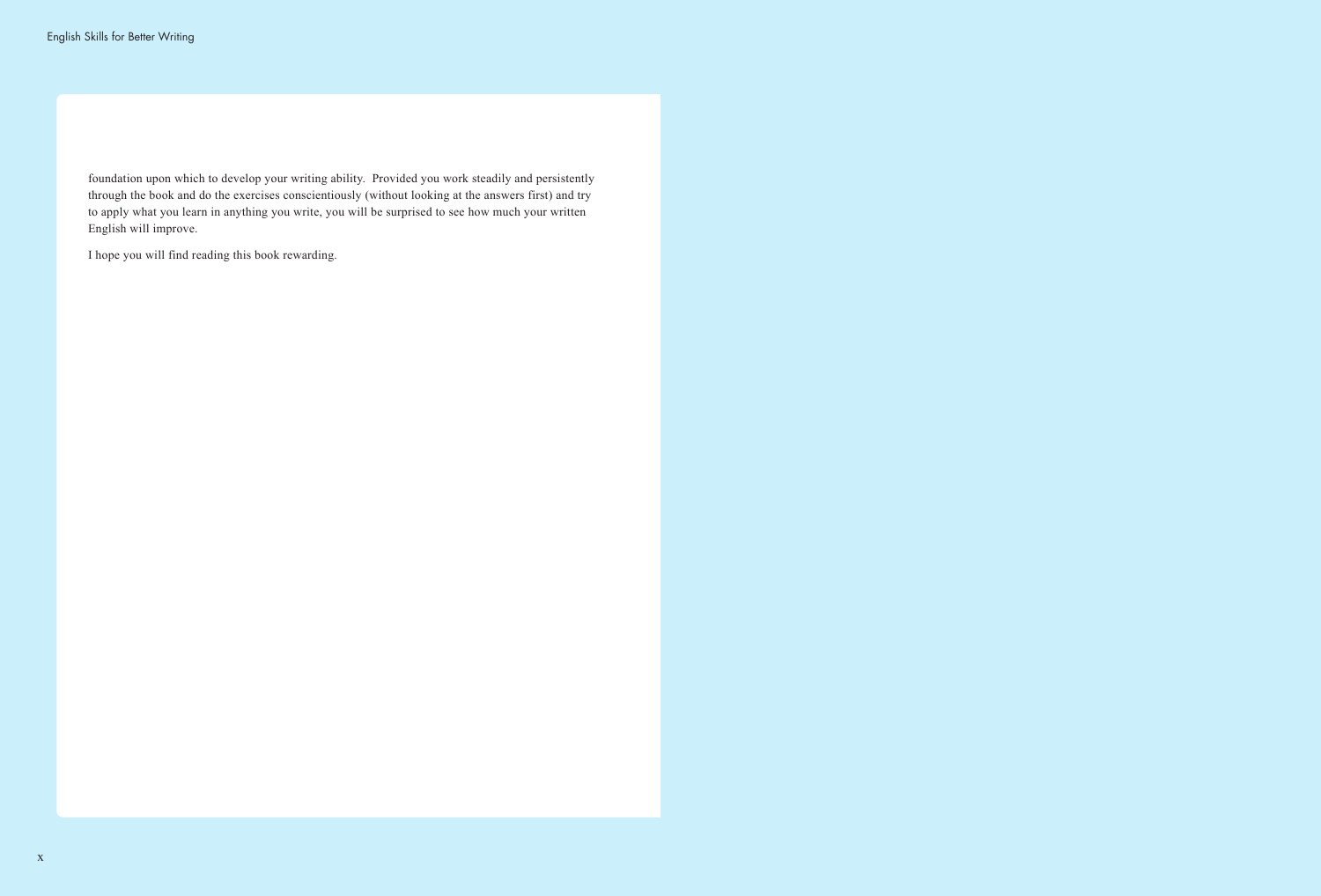foundation upon which to develop your writing ability. Provided you work steadily and persistently through the book and do the exercises conscientiously (without looking at the answers first) and try to apply what you learn in anything you write, you will be surprised to see how much your written English will improve.

I hope you will find reading this book rewarding.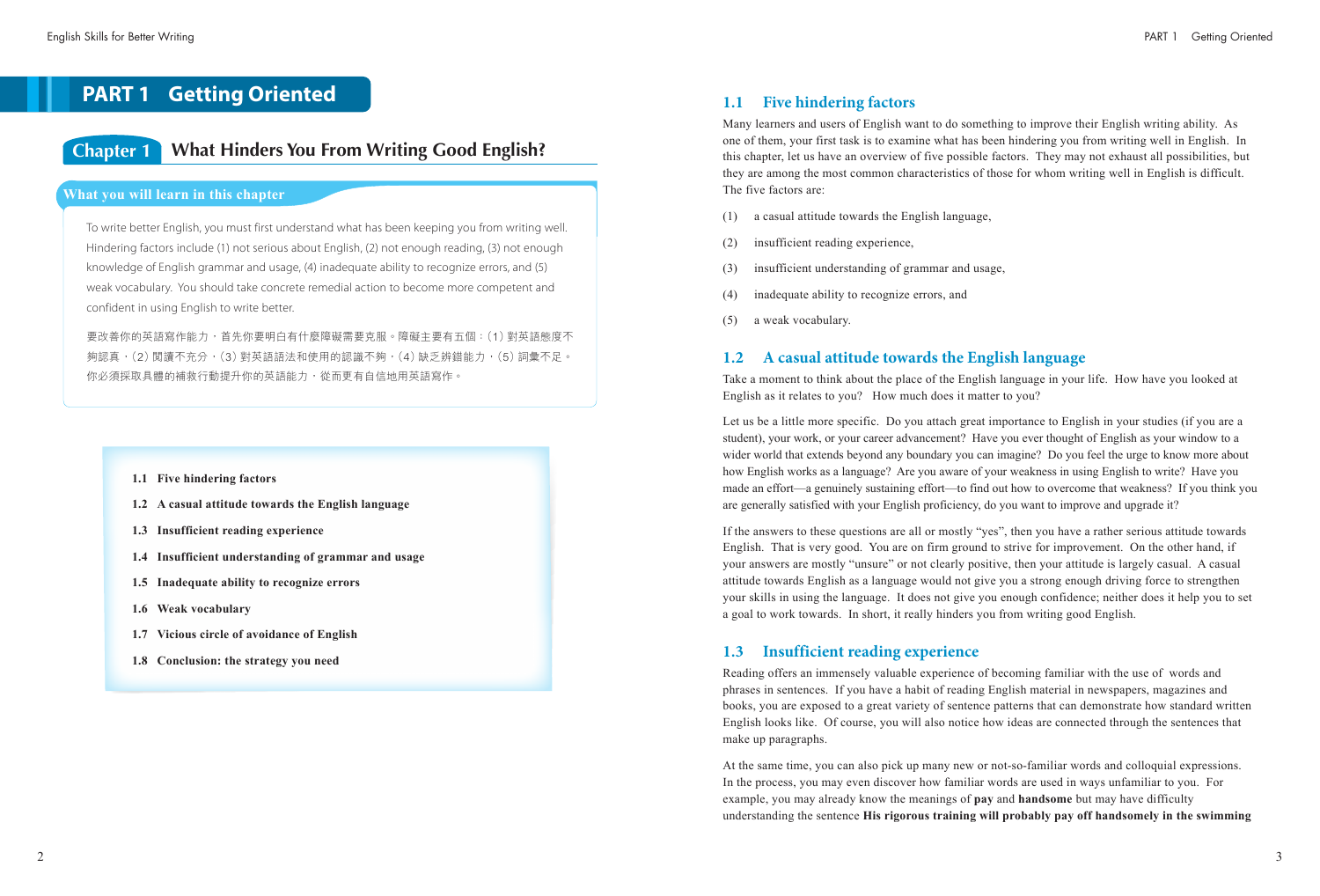# PART 1 Getting Oriented

## Chapter 1 What Hinders You From Writing Good English?

**What you will learn in this chapter**

To write better English, you must first understand what has been keeping you from writing well. Hindering factors include (1) not serious about English, (2) not enough reading, (3) not enough knowledge of English grammar and usage, (4) inadequate ability to recognize errors, and (5) weak vocabulary. You should take concrete remedial action to become more competent and confident in using English to write better.

要改善你的英語寫作能力，首先你要明白有什麼障礙需要克服。障礙主要有五個：(1) 對英語態度不夠認真，(2) 閱讀不充分，(3) 對英語語法和使用的認識不夠，(4) 缺乏辨錯能力，(5) 詞彙不足。你必須採取具體的補救行動提升你的英語能力，從而更有自信地用英語寫作。

**1.1 Five hindering factors**
**1.2 A casual attitude towards the English language**
**1.3 Insufficient reading experience**
**1.4 Insufficient understanding of grammar and usage**
**1.5 Inadequate ability to recognize errors**
**1.6 Weak vocabulary**
**1.7 Vicious circle of avoidance of English**
**1.8 Conclusion: the strategy you need**

### 1.1 Five hindering factors

Many learners and users of English want to do something to improve their English writing ability. As one of them, your first task is to examine what has been hindering you from writing well in English. In this chapter, let us have an overview of five possible factors. They may not exhaust all possibilities, but they are among the most common characteristics of those for whom writing well in English is difficult. The five factors are:

(1) a casual attitude towards the English language,

(2) insufficient reading experience,

(3) insufficient understanding of grammar and usage,

(4) inadequate ability to recognize errors, and

(5) a weak vocabulary.

### 1.2 A casual attitude towards the English language

Take a moment to think about the place of the English language in your life. How have you looked at English as it relates to you? How much does it matter to you?

Let us be a little more specific. Do you attach great importance to English in your studies (if you are a student), your work, or your career advancement? Have you ever thought of English as your window to a wider world that extends beyond any boundary you can imagine? Do you feel the urge to know more about how English works as a language? Are you aware of your weakness in using English to write? Have you made an effort—a genuinely sustaining effort—to find out how to overcome that weakness? If you think you are generally satisfied with your English proficiency, do you want to improve and upgrade it?

If the answers to these questions are all or mostly "yes", then you have a rather serious attitude towards English. That is very good. You are on firm ground to strive for improvement. On the other hand, if your answers are mostly "unsure" or not clearly positive, then your attitude is largely casual. A casual attitude towards English as a language would not give you a strong enough driving force to strengthen your skills in using the language. It does not give you enough confidence; neither does it help you to set a goal to work towards. In short, it really hinders you from writing good English.

### 1.3 Insufficient reading experience

Reading offers an immensely valuable experience of becoming familiar with the use of words and phrases in sentences. If you have a habit of reading English material in newspapers, magazines and books, you are exposed to a great variety of sentence patterns that can demonstrate how standard written English looks like. Of course, you will also notice how ideas are connected through the sentences that make up paragraphs.

At the same time, you can also pick up many new or not-so-familiar words and colloquial expressions. In the process, you may even discover how familiar words are used in ways unfamiliar to you. For example, you may already know the meanings of **pay** and **handsome** but may have difficulty understanding the sentence **His rigorous training will probably pay off handsomely in the swimming**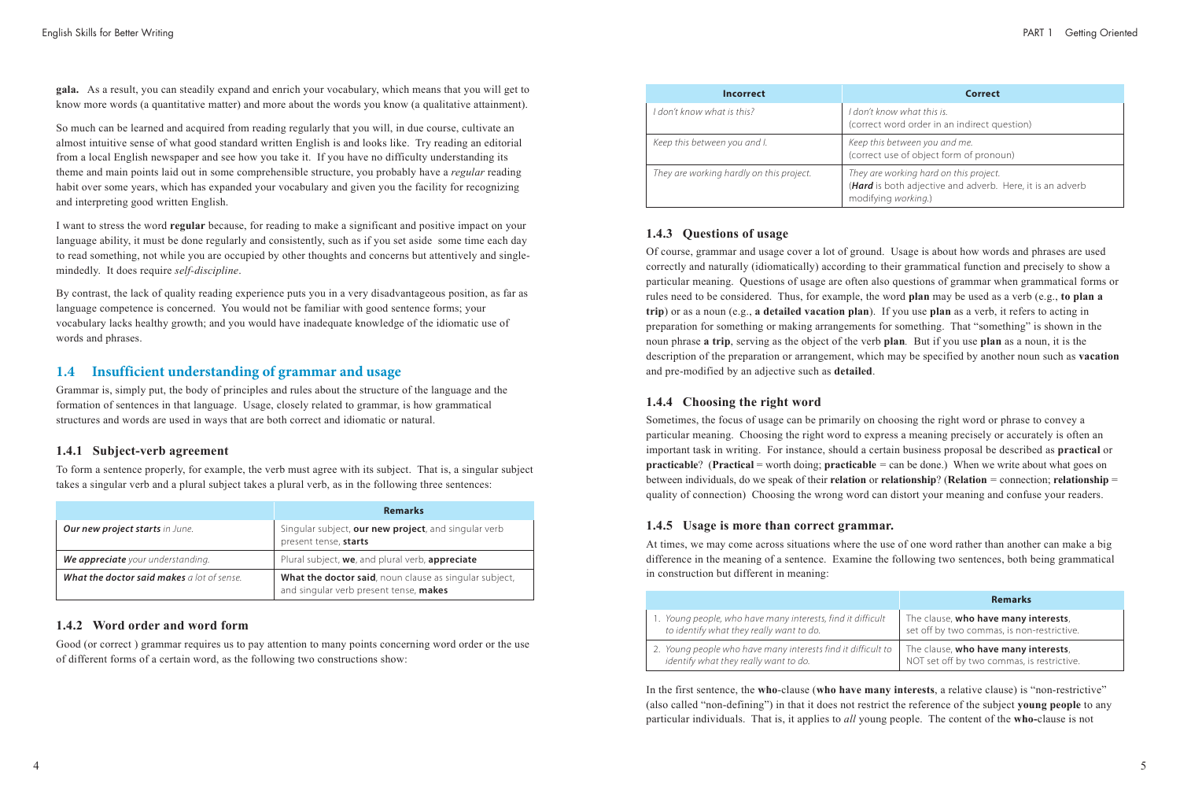**gala.** As a result, you can steadily expand and enrich your vocabulary, which means that you will get to know more words (a quantitative matter) and more about the words you know (a qualitative attainment).

So much can be learned and acquired from reading regularly that you will, in due course, cultivate an almost intuitive sense of what good standard written English is and looks like. Try reading an editorial from a local English newspaper and see how you take it. If you have no difficulty understanding its theme and main points laid out in some comprehensible structure, you probably have a *regular* reading habit over some years, which has expanded your vocabulary and given you the facility for recognizing and interpreting good written English.

I want to stress the word **regular** because, for reading to make a significant and positive impact on your language ability, it must be done regularly and consistently, such as if you set aside some time each day to read something, not while you are occupied by other thoughts and concerns but attentively and single-mindedly. It does require *self-discipline*.

By contrast, the lack of quality reading experience puts you in a very disadvantageous position, as far as language competence is concerned. You would not be familiar with good sentence forms; your vocabulary lacks healthy growth; and you would have inadequate knowledge of the idiomatic use of words and phrases.

## 1.4 Insufficient understanding of grammar and usage

Grammar is, simply put, the body of principles and rules about the structure of the language and the formation of sentences in that language. Usage, closely related to grammar, is how grammatical structures and words are used in ways that are both correct and idiomatic or natural.

### 1.4.1 Subject-verb agreement

To form a sentence properly, for example, the verb must agree with its subject. That is, a singular subject takes a singular verb and a plural subject takes a plural verb, as in the following three sentences:

| | Remarks |
|---|---|
| ***Our new project starts*** *in June.* | Singular subject, **our new project**, and singular verb present tense, **starts** |
| ***We appreciate*** *your understanding.* | Plural subject, **we**, and plural verb, **appreciate** |
| ***What the doctor said makes*** *a lot of sense.* | **What the doctor said**, noun clause as singular subject, and singular verb present tense, **makes** |

### 1.4.2 Word order and word form

Good (or correct ) grammar requires us to pay attention to many points concerning word order or the use of different forms of a certain word, as the following two constructions show:

| Incorrect | Correct |
|---|---|
| *I don't know what is this?* | *I don't know what this is.* (correct word order in an indirect question) |
| *Keep this between you and I.* | *Keep this between you and me.* (correct use of object form of pronoun) |
| *They are working hardly on this project.* | *They are working hard on this project.* (***Hard*** is both adjective and adverb. Here, it is an adverb modifying *working*.) |

### 1.4.3 Questions of usage

Of course, grammar and usage cover a lot of ground. Usage is about how words and phrases are used correctly and naturally (idiomatically) according to their grammatical function and precisely to show a particular meaning. Questions of usage are often also questions of grammar when grammatical forms or rules need to be considered. Thus, for example, the word **plan** may be used as a verb (e.g., **to plan a trip**) or as a noun (e.g., **a detailed vacation plan**). If you use **plan** as a verb, it refers to acting in preparation for something or making arrangements for something. That "something" is shown in the noun phrase **a trip**, serving as the object of the verb **plan**. But if you use **plan** as a noun, it is the description of the preparation or arrangement, which may be specified by another noun such as **vacation** and pre-modified by an adjective such as **detailed**.

### 1.4.4 Choosing the right word

Sometimes, the focus of usage can be primarily on choosing the right word or phrase to convey a particular meaning. Choosing the right word to express a meaning precisely or accurately is often an important task in writing. For instance, should a certain business proposal be described as **practical** or **practicable**? (**Practical** = worth doing; **practicable** = can be done.) When we write about what goes on between individuals, do we speak of their **relation** or **relationship**? (**Relation** = connection; **relationship** = quality of connection) Choosing the wrong word can distort your meaning and confuse your readers.

### 1.4.5 Usage is more than correct grammar.

At times, we may come across situations where the use of one word rather than another can make a big difference in the meaning of a sentence. Examine the following two sentences, both being grammatical in construction but different in meaning:

| | Remarks |
|---|---|
| 1. *Young people, who have many interests, find it difficult to identify what they really want to do.* | The clause, **who have many interests**, set off by two commas, is non-restrictive. |
| 2. *Young people who have many interests find it difficult to identify what they really want to do.* | The clause, **who have many interests**, NOT set off by two commas, is restrictive. |

In the first sentence, the **who**-clause (**who have many interests**, a relative clause) is "non-restrictive" (also called "non-defining") in that it does not restrict the reference of the subject **young people** to any particular individuals. That is, it applies to *all* young people. The content of the **who-**clause is not